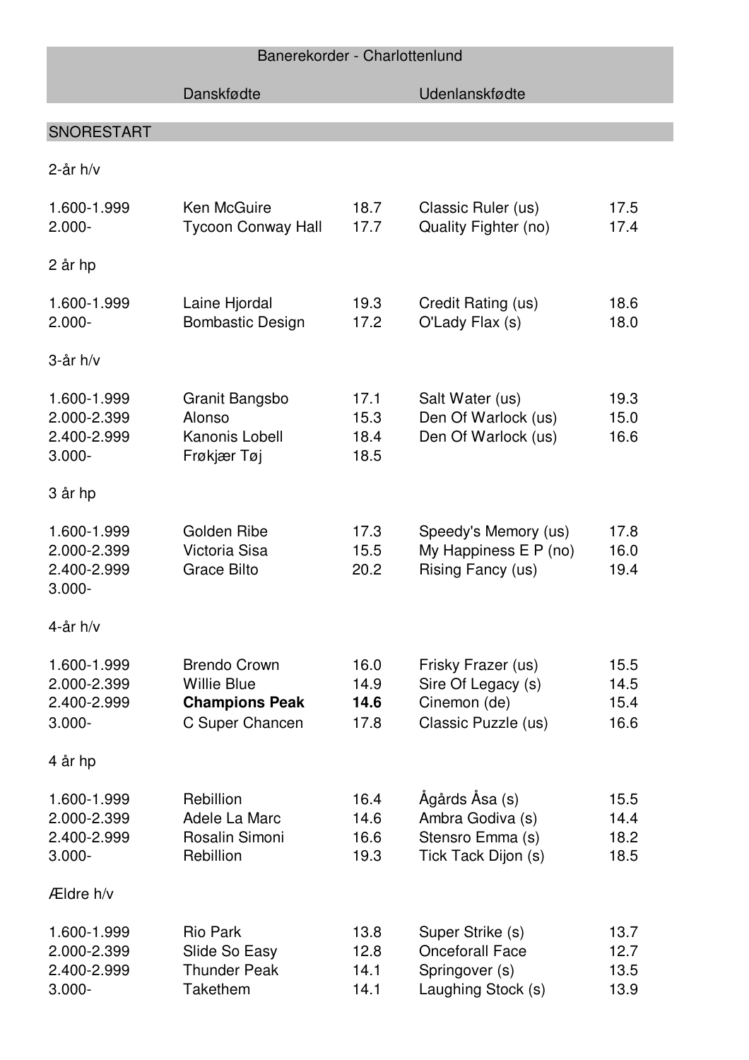# Banerekorder - Charlottenlund

| | Danskfødte | | Udenlandskfødte | |
|---|---|---|---|---|
| **SNORESTART** | | | | |
| 2-år h/v | | | | |
| 1.600-1.999 | Ken McGuire | 18.7 | Classic Ruler (us) | 17.5 |
| 2.000- | Tycoon Conway Hall | 17.7 | Quality Fighter (no) | 17.4 |
| 2 år hp | | | | |
| 1.600-1.999 | Laine Hjordal | 19.3 | Credit Rating (us) | 18.6 |
| 2.000- | Bombastic Design | 17.2 | O'Lady Flax (s) | 18.0 |
| 3-år h/v | | | | |
| 1.600-1.999 | Granit Bangsbo | 17.1 | Salt Water (us) | 19.3 |
| 2.000-2.399 | Alonso | 15.3 | Den Of Warlock (us) | 15.0 |
| 2.400-2.999 | Kanonis Lobell | 18.4 | Den Of Warlock (us) | 16.6 |
| 3.000- | Frøkjær Tøj | 18.5 | | |
| 3 år hp | | | | |
| 1.600-1.999 | Golden Ribe | 17.3 | Speedy's Memory (us) | 17.8 |
| 2.000-2.399 | Victoria Sisa | 15.5 | My Happiness E P (no) | 16.0 |
| 2.400-2.999 | Grace Bilto | 20.2 | Rising Fancy (us) | 19.4 |
| 3.000- | | | | |
| 4-år h/v | | | | |
| 1.600-1.999 | Brendo Crown | 16.0 | Frisky Frazer (us) | 15.5 |
| 2.000-2.399 | Willie Blue | 14.9 | Sire Of Legacy (s) | 14.5 |
| 2.400-2.999 | **Champions Peak** | **14.6** | Cinemon (de) | 15.4 |
| 3.000- | C Super Chancen | 17.8 | Classic Puzzle (us) | 16.6 |
| 4 år hp | | | | |
| 1.600-1.999 | Rebillion | 16.4 | Ågårds Åsa (s) | 15.5 |
| 2.000-2.399 | Adele La Marc | 14.6 | Ambra Godiva (s) | 14.4 |
| 2.400-2.999 | Rosalin Simoni | 16.6 | Stensro Emma (s) | 18.2 |
| 3.000- | Rebillion | 19.3 | Tick Tack Dijon (s) | 18.5 |
| Ældre h/v | | | | |
| 1.600-1.999 | Rio Park | 13.8 | Super Strike (s) | 13.7 |
| 2.000-2.399 | Slide So Easy | 12.8 | Onceforall Face | 12.7 |
| 2.400-2.999 | Thunder Peak | 14.1 | Springover (s) | 13.5 |
| 3.000- | Takethem | 14.1 | Laughing Stock (s) | 13.9 |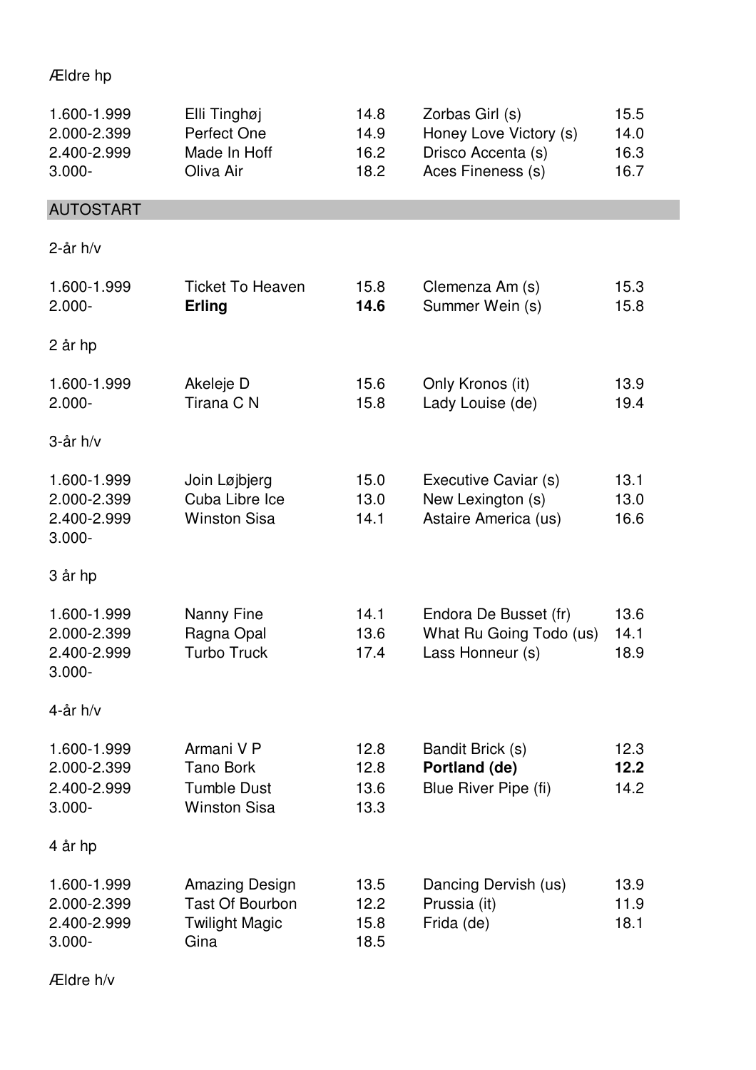Ældre hp

| | | | | |
|---|---|---|---|---|
| 1.600-1.999 | Elli Tinghøj | 14.8 | Zorbas Girl (s) | 15.5 |
| 2.000-2.399 | Perfect One | 14.9 | Honey Love Victory (s) | 14.0 |
| 2.400-2.999 | Made In Hoff | 16.2 | Drisco Accenta (s) | 16.3 |
| 3.000- | Oliva Air | 18.2 | Aces Fineness (s) | 16.7 |

## AUTOSTART

2-år h/v

| | | | | |
|---|---|---|---|---|
| 1.600-1.999 | Ticket To Heaven | 15.8 | Clemenza Am (s) | 15.3 |
| 2.000- | **Erling** | **14.6** | Summer Wein (s) | 15.8 |

2 år hp

| | | | | |
|---|---|---|---|---|
| 1.600-1.999 | Akeleje D | 15.6 | Only Kronos (it) | 13.9 |
| 2.000- | Tirana C N | 15.8 | Lady Louise (de) | 19.4 |

3-år h/v

| | | | | |
|---|---|---|---|---|
| 1.600-1.999 | Join Løjbjerg | 15.0 | Executive Caviar (s) | 13.1 |
| 2.000-2.399 | Cuba Libre Ice | 13.0 | New Lexington (s) | 13.0 |
| 2.400-2.999 | Winston Sisa | 14.1 | Astaire America (us) | 16.6 |
| 3.000- | | | | |

3 år hp

| | | | | |
|---|---|---|---|---|
| 1.600-1.999 | Nanny Fine | 14.1 | Endora De Busset (fr) | 13.6 |
| 2.000-2.399 | Ragna Opal | 13.6 | What Ru Going Todo (us) | 14.1 |
| 2.400-2.999 | Turbo Truck | 17.4 | Lass Honneur (s) | 18.9 |
| 3.000- | | | | |

4-år h/v

| | | | | |
|---|---|---|---|---|
| 1.600-1.999 | Armani V P | 12.8 | Bandit Brick (s) | 12.3 |
| 2.000-2.399 | Tano Bork | 12.8 | **Portland (de)** | **12.2** |
| 2.400-2.999 | Tumble Dust | 13.6 | Blue River Pipe (fi) | 14.2 |
| 3.000- | Winston Sisa | 13.3 | | |

4 år hp

| | | | | |
|---|---|---|---|---|
| 1.600-1.999 | Amazing Design | 13.5 | Dancing Dervish (us) | 13.9 |
| 2.000-2.399 | Tast Of Bourbon | 12.2 | Prussia (it) | 11.9 |
| 2.400-2.999 | Twilight Magic | 15.8 | Frida (de) | 18.1 |
| 3.000- | Gina | 18.5 | | |

Ældre h/v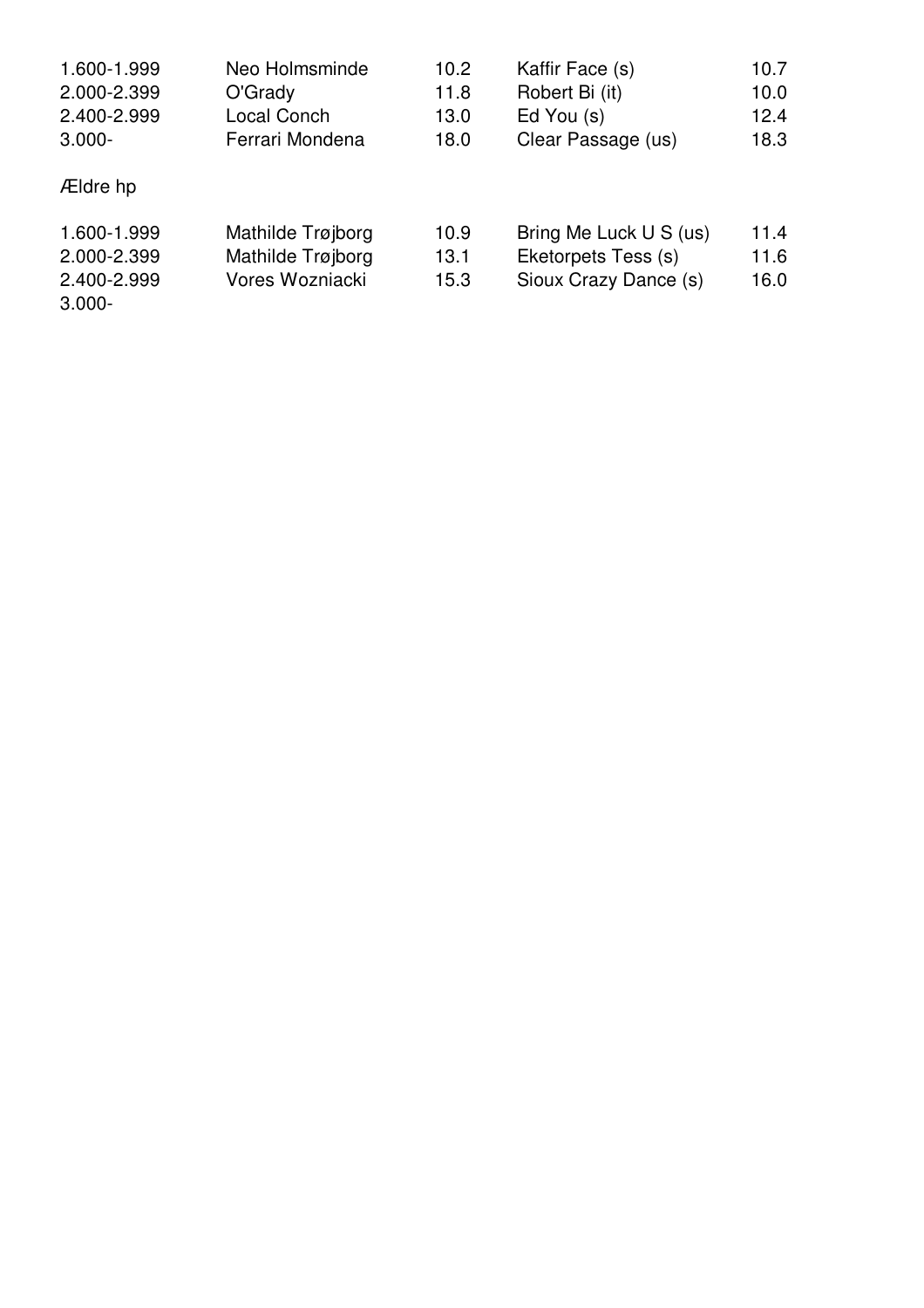| | | | | |
|---|---|---|---|---|
| 1.600-1.999 | Neo Holmsminde | 10.2 | Kaffir Face (s) | 10.7 |
| 2.000-2.399 | O'Grady | 11.8 | Robert Bi (it) | 10.0 |
| 2.400-2.999 | Local Conch | 13.0 | Ed You (s) | 12.4 |
| 3.000- | Ferrari Mondena | 18.0 | Clear Passage (us) | 18.3 |

Ældre hp

| | | | | |
|---|---|---|---|---|
| 1.600-1.999 | Mathilde Trøjborg | 10.9 | Bring Me Luck U S (us) | 11.4 |
| 2.000-2.399 | Mathilde Trøjborg | 13.1 | Eketorpets Tess (s) | 11.6 |
| 2.400-2.999 | Vores Wozniacki | 15.3 | Sioux Crazy Dance (s) | 16.0 |
| 3.000- | | | | |